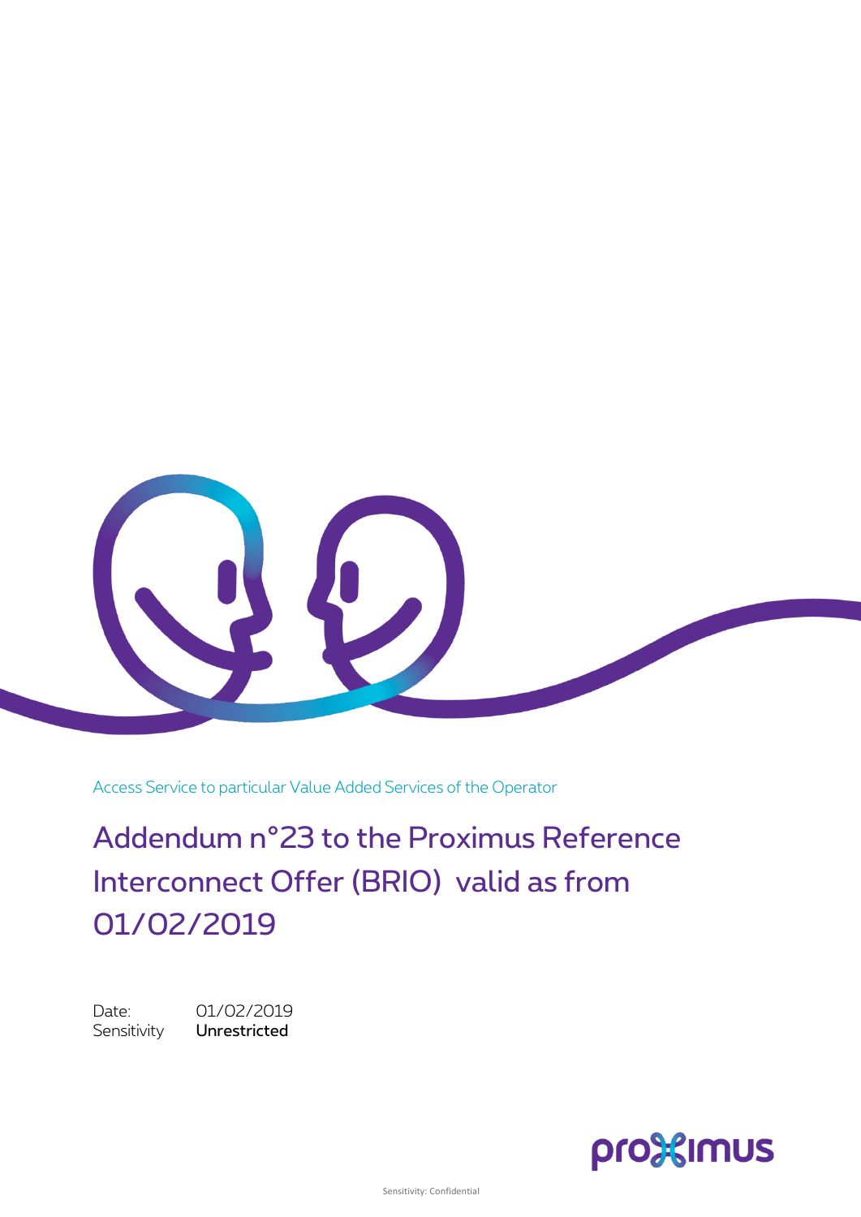Access Service to particular Value Added Services of the Operator

# Addendum n°23 to the Proximus Reference Interconnect Offer (BRIO) valid as from 01/02/2019

Date: 01/02/2019
Sensitivity **Unrestricted**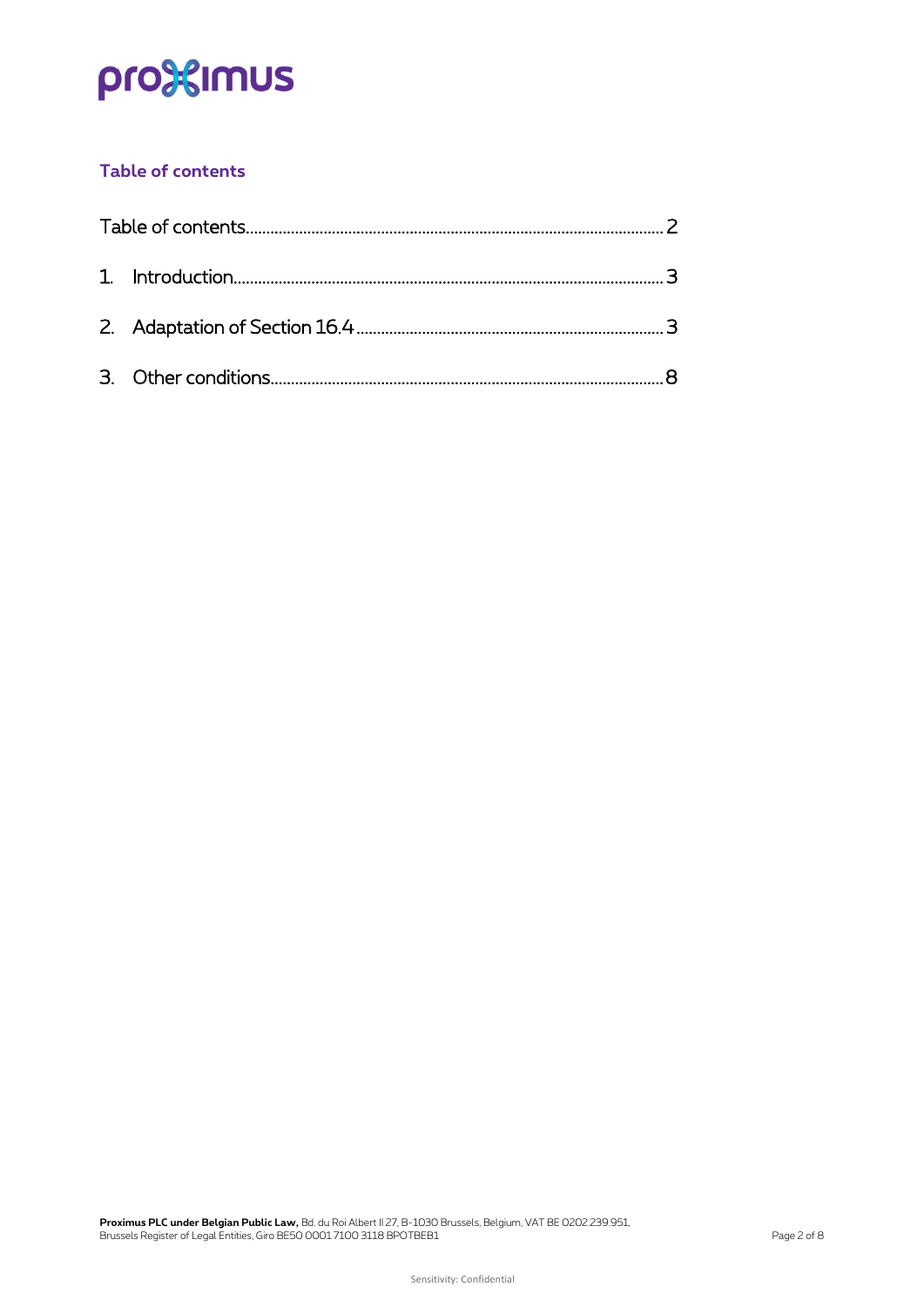## Table of contents

Table of contents ........................................................ 2

1. Introduction ........................................................ 3
2. Adaptation of Section 16.4 ........................................................ 3
3. Other conditions ........................................................ 8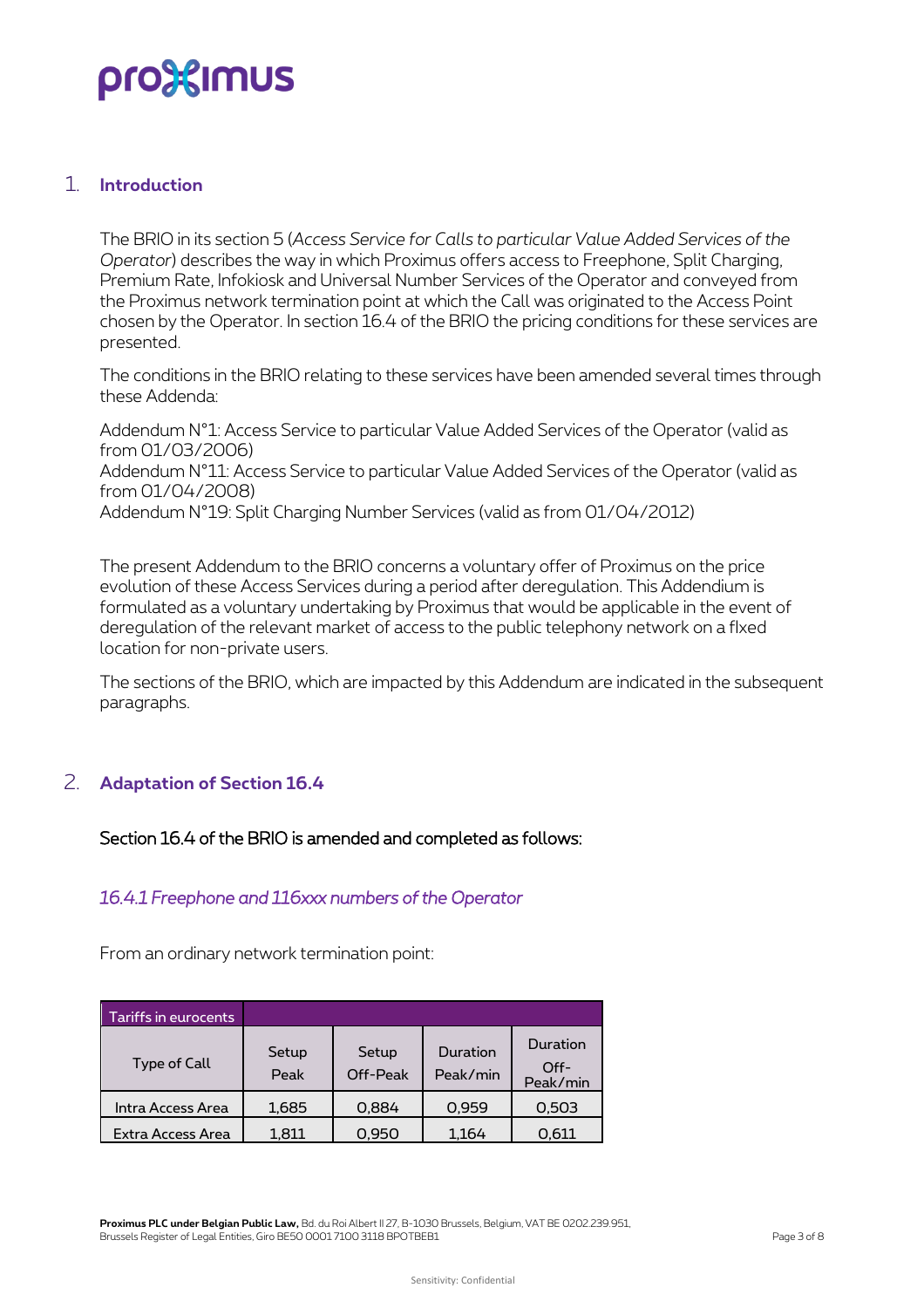## 1. Introduction

The BRIO in its section 5 (*Access Service for Calls to particular Value Added Services of the Operator*) describes the way in which Proximus offers access to Freephone, Split Charging, Premium Rate, Infokiosk and Universal Number Services of the Operator and conveyed from the Proximus network termination point at which the Call was originated to the Access Point chosen by the Operator. In section 16.4 of the BRIO the pricing conditions for these services are presented.

The conditions in the BRIO relating to these services have been amended several times through these Addenda:

Addendum N°1: Access Service to particular Value Added Services of the Operator (valid as from 01/03/2006)
Addendum N°11: Access Service to particular Value Added Services of the Operator (valid as from 01/04/2008)
Addendum N°19: Split Charging Number Services (valid as from 01/04/2012)

The present Addendum to the BRIO concerns a voluntary offer of Proximus on the price evolution of these Access Services during a period after deregulation. This Addendium is formulated as a voluntary undertaking by Proximus that would be applicable in the event of deregulation of the relevant market of access to the public telephony network on a fixed location for non-private users.

The sections of the BRIO, which are impacted by this Addendum are indicated in the subsequent paragraphs.

## 2. Adaptation of Section 16.4

Section 16.4 of the BRIO is amended and completed as follows:

### *16.4.1 Freephone and 116xxx numbers of the Operator*

From an ordinary network termination point:

| Tariffs in eurocents | | | | |
|---|---|---|---|---|
| Type of Call | Setup Peak | Setup Off-Peak | Duration Peak/min | Duration Off-Peak/min |
| Intra Access Area | 1,685 | 0,884 | 0,959 | 0,503 |
| Extra Access Area | 1,811 | 0,950 | 1,164 | 0,611 |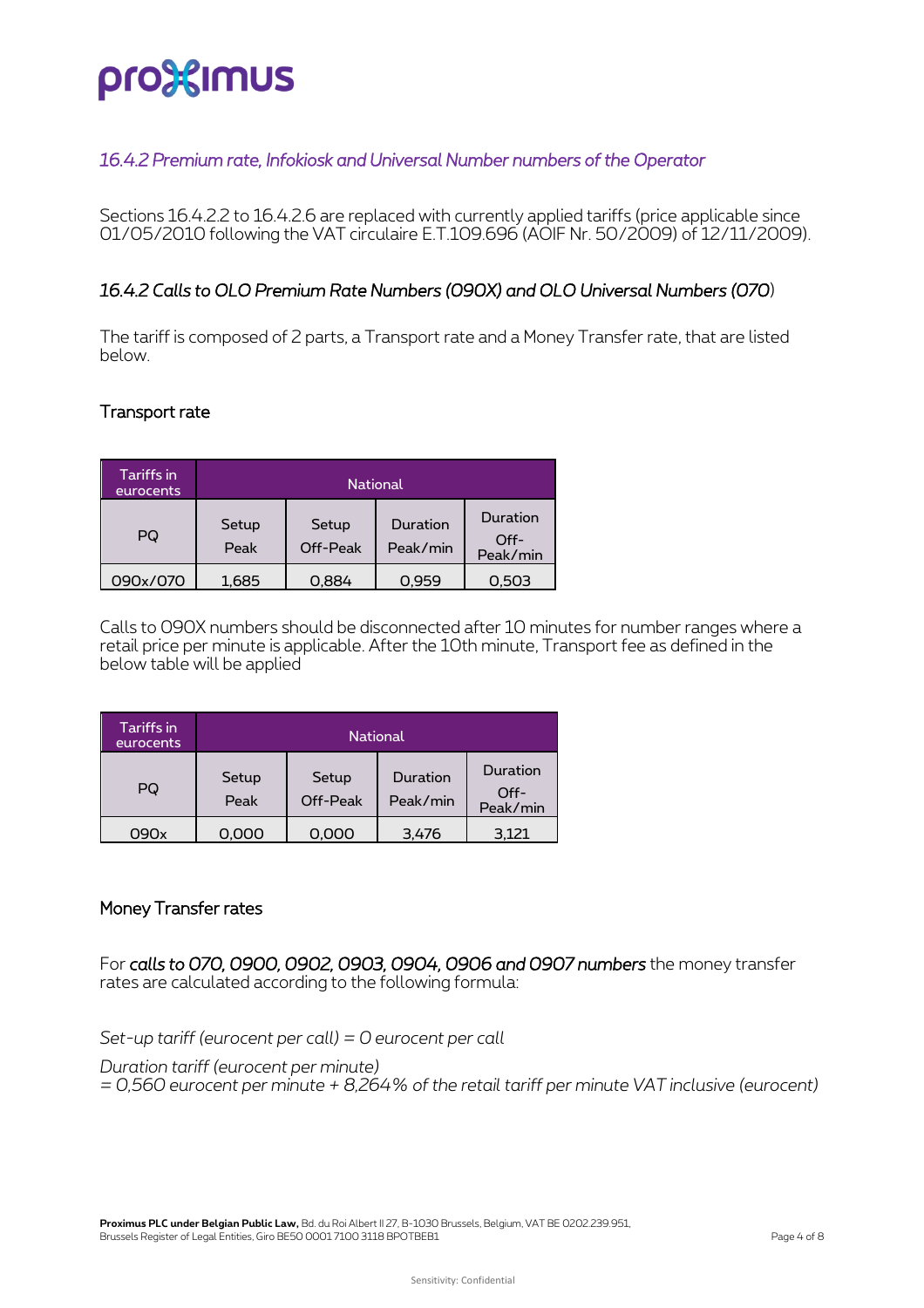### *16.4.2 Premium rate, Infokiosk and Universal Number numbers of the Operator*

Sections 16.4.2.2 to 16.4.2.6 are replaced with currently applied tariffs (price applicable since 01/05/2010 following the VAT circulaire E.T.109.696 (AOIF Nr. 50/2009) of 12/11/2009).

### *16.4.2 Calls to OLO Premium Rate Numbers (090X) and OLO Universal Numbers (070)*

The tariff is composed of 2 parts, a Transport rate and a Money Transfer rate, that are listed below.

#### Transport rate

| Tariffs in eurocents | National | | | |
|---|---|---|---|---|
| PQ | Setup Peak | Setup Off-Peak | Duration Peak/min | Duration Off-Peak/min |
| 090x/070 | 1,685 | 0,884 | 0,959 | 0,503 |

Calls to 090X numbers should be disconnected after 10 minutes for number ranges where a retail price per minute is applicable. After the 10th minute, Transport fee as defined in the below table will be applied

| Tariffs in eurocents | National | | | |
|---|---|---|---|---|
| PQ | Setup Peak | Setup Off-Peak | Duration Peak/min | Duration Off-Peak/min |
| 090x | 0,000 | 0,000 | 3,476 | 3,121 |

#### Money Transfer rates

For ***calls to 070, 0900, 0902, 0903, 0904, 0906 and 0907 numbers*** the money transfer rates are calculated according to the following formula:

*Set-up tariff (eurocent per call) = 0 eurocent per call*

*Duration tariff (eurocent per minute)*
*= 0,560 eurocent per minute + 8,264% of the retail tariff per minute VAT inclusive (eurocent)*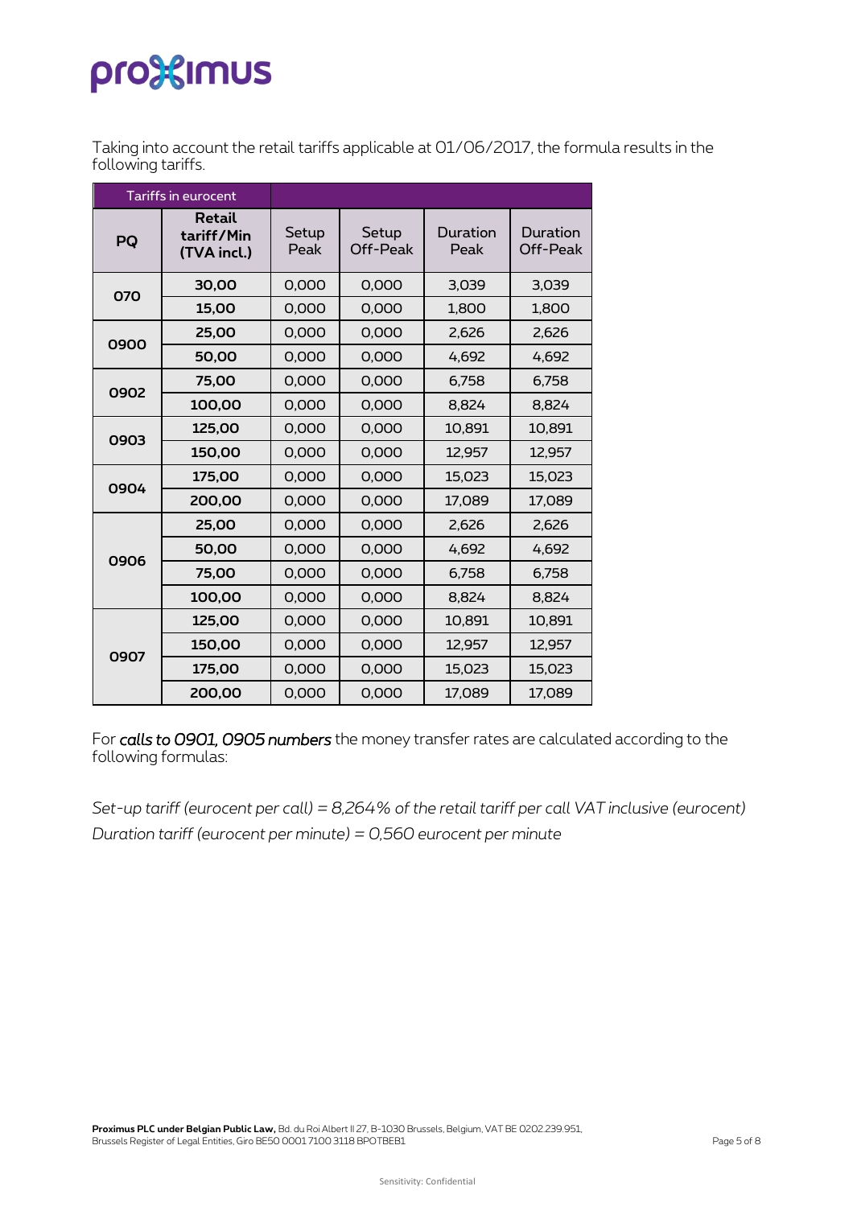Taking into account the retail tariffs applicable at 01/06/2017, the formula results in the following tariffs.

| Tariffs in eurocent | | | | | |
|---|---|---|---|---|---|
| **PQ** | **Retail tariff/Min (TVA incl.)** | Setup Peak | Setup Off-Peak | Duration Peak | Duration Off-Peak |
| **070** | **30,00** | 0,000 | 0,000 | 3,039 | 3,039 |
| | **15,00** | 0,000 | 0,000 | 1,800 | 1,800 |
| **0900** | **25,00** | 0,000 | 0,000 | 2,626 | 2,626 |
| | **50,00** | 0,000 | 0,000 | 4,692 | 4,692 |
| **0902** | **75,00** | 0,000 | 0,000 | 6,758 | 6,758 |
| | **100,00** | 0,000 | 0,000 | 8,824 | 8,824 |
| **0903** | **125,00** | 0,000 | 0,000 | 10,891 | 10,891 |
| | **150,00** | 0,000 | 0,000 | 12,957 | 12,957 |
| **0904** | **175,00** | 0,000 | 0,000 | 15,023 | 15,023 |
| | **200,00** | 0,000 | 0,000 | 17,089 | 17,089 |
| **0906** | **25,00** | 0,000 | 0,000 | 2,626 | 2,626 |
| | **50,00** | 0,000 | 0,000 | 4,692 | 4,692 |
| | **75,00** | 0,000 | 0,000 | 6,758 | 6,758 |
| | **100,00** | 0,000 | 0,000 | 8,824 | 8,824 |
| **0907** | **125,00** | 0,000 | 0,000 | 10,891 | 10,891 |
| | **150,00** | 0,000 | 0,000 | 12,957 | 12,957 |
| | **175,00** | 0,000 | 0,000 | 15,023 | 15,023 |
| | **200,00** | 0,000 | 0,000 | 17,089 | 17,089 |

For ***calls to 0901, 0905 numbers*** the money transfer rates are calculated according to the following formulas:

*Set-up tariff (eurocent per call) = 8,264% of the retail tariff per call VAT inclusive (eurocent)*

*Duration tariff (eurocent per minute) = 0,560 eurocent per minute*

**Proximus PLC under Belgian Public Law,** Bd. du Roi Albert II 27, B-1030 Brussels, Belgium, VAT BE 0202.239.951, Brussels Register of Legal Entities, Giro BE50 0001 7100 3118 BPOTBEB1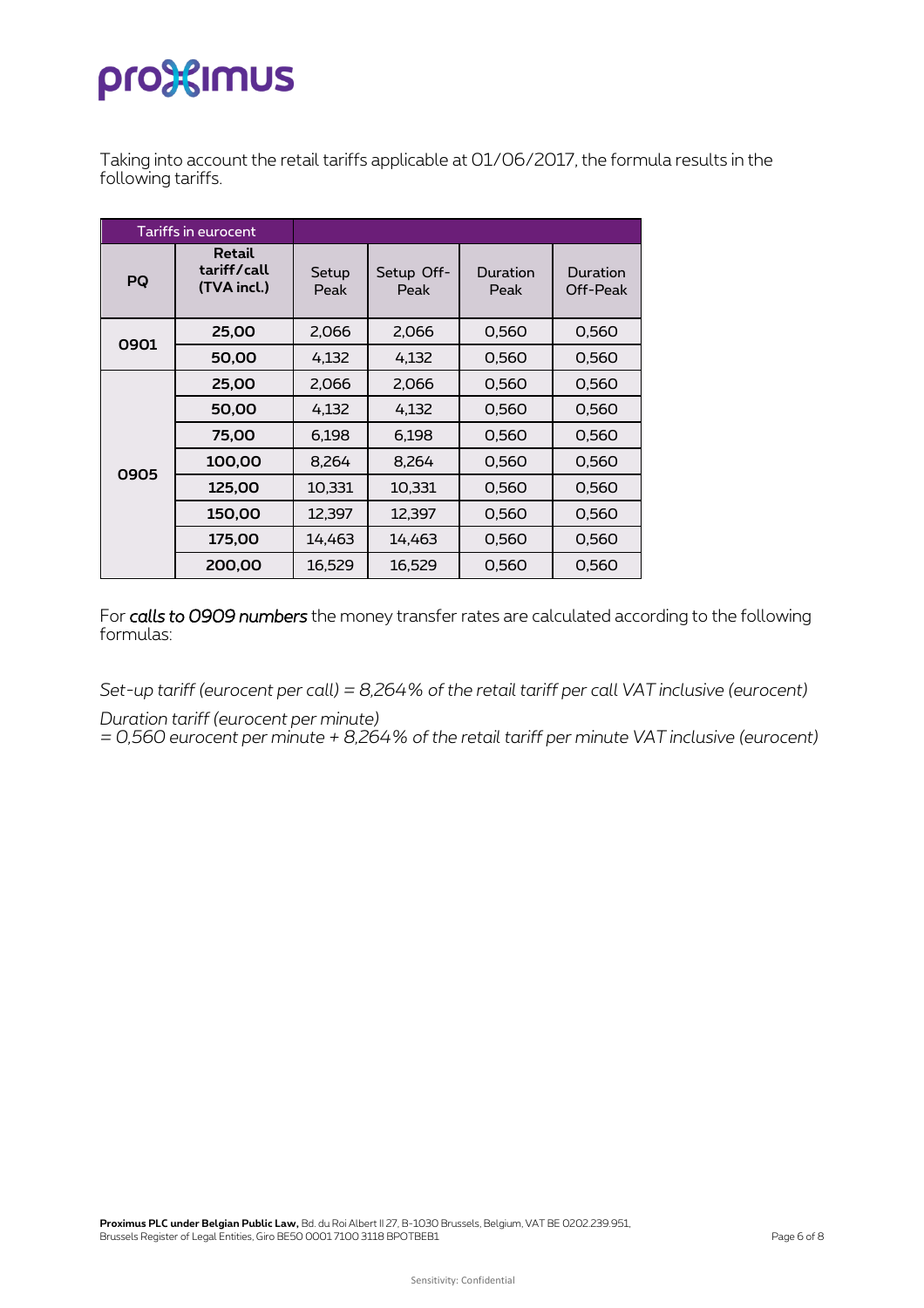Taking into account the retail tariffs applicable at 01/06/2017, the formula results in the following tariffs.

| Tariffs in eurocent | | | | | |
|---|---|---|---|---|---|
| **PQ** | **Retail tariff/call (TVA incl.)** | Setup Peak | Setup Off-Peak | Duration Peak | Duration Off-Peak |
| **0901** | **25,00** | 2,066 | 2,066 | 0,560 | 0,560 |
| | **50,00** | 4,132 | 4,132 | 0,560 | 0,560 |
| **0905** | **25,00** | 2,066 | 2,066 | 0,560 | 0,560 |
| | **50,00** | 4,132 | 4,132 | 0,560 | 0,560 |
| | **75,00** | 6,198 | 6,198 | 0,560 | 0,560 |
| | **100,00** | 8,264 | 8,264 | 0,560 | 0,560 |
| | **125,00** | 10,331 | 10,331 | 0,560 | 0,560 |
| | **150,00** | 12,397 | 12,397 | 0,560 | 0,560 |
| | **175,00** | 14,463 | 14,463 | 0,560 | 0,560 |
| | **200,00** | 16,529 | 16,529 | 0,560 | 0,560 |

For ***calls to 0909 numbers*** the money transfer rates are calculated according to the following formulas:

*Set-up tariff (eurocent per call) = 8,264% of the retail tariff per call VAT inclusive (eurocent)*

*Duration tariff (eurocent per minute)*
*= 0,560 eurocent per minute + 8,264% of the retail tariff per minute VAT inclusive (eurocent)*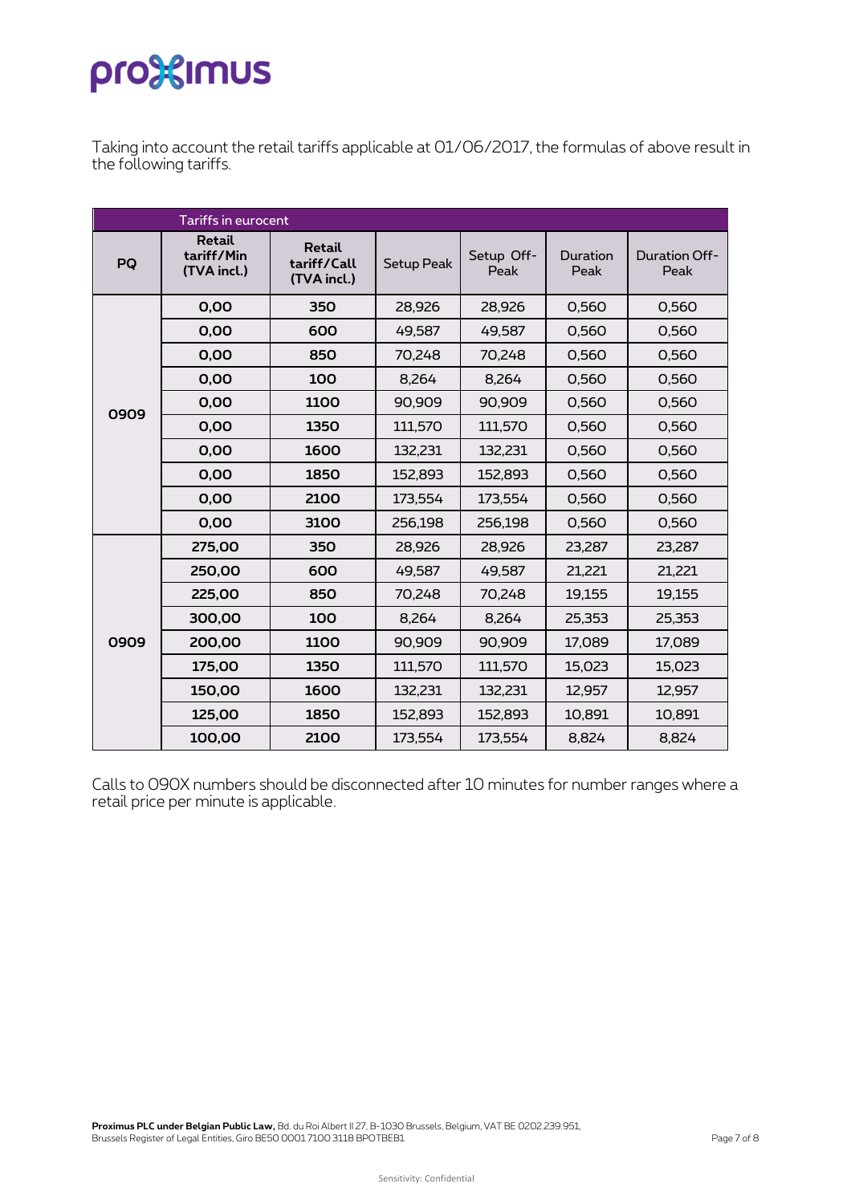Taking into account the retail tariffs applicable at 01/06/2017, the formulas of above result in the following tariffs.

| Tariffs in eurocent | | | | | | |
|---|---|---|---|---|---|---|
| **PQ** | **Retail tariff/Min (TVA incl.)** | **Retail tariff/Call (TVA incl.)** | Setup Peak | Setup Off-Peak | Duration Peak | Duration Off-Peak |
| **0909** | **0,00** | **350** | 28,926 | 28,926 | 0,560 | 0,560 |
| | **0,00** | **600** | 49,587 | 49,587 | 0,560 | 0,560 |
| | **0,00** | **850** | 70,248 | 70,248 | 0,560 | 0,560 |
| | **0,00** | **100** | 8,264 | 8,264 | 0,560 | 0,560 |
| | **0,00** | **1100** | 90,909 | 90,909 | 0,560 | 0,560 |
| | **0,00** | **1350** | 111,570 | 111,570 | 0,560 | 0,560 |
| | **0,00** | **1600** | 132,231 | 132,231 | 0,560 | 0,560 |
| | **0,00** | **1850** | 152,893 | 152,893 | 0,560 | 0,560 |
| | **0,00** | **2100** | 173,554 | 173,554 | 0,560 | 0,560 |
| | **0,00** | **3100** | 256,198 | 256,198 | 0,560 | 0,560 |
| **0909** | **275,00** | **350** | 28,926 | 28,926 | 23,287 | 23,287 |
| | **250,00** | **600** | 49,587 | 49,587 | 21,221 | 21,221 |
| | **225,00** | **850** | 70,248 | 70,248 | 19,155 | 19,155 |
| | **300,00** | **100** | 8,264 | 8,264 | 25,353 | 25,353 |
| | **200,00** | **1100** | 90,909 | 90,909 | 17,089 | 17,089 |
| | **175,00** | **1350** | 111,570 | 111,570 | 15,023 | 15,023 |
| | **150,00** | **1600** | 132,231 | 132,231 | 12,957 | 12,957 |
| | **125,00** | **1850** | 152,893 | 152,893 | 10,891 | 10,891 |
| | **100,00** | **2100** | 173,554 | 173,554 | 8,824 | 8,824 |

Calls to 090X numbers should be disconnected after 10 minutes for number ranges where a retail price per minute is applicable.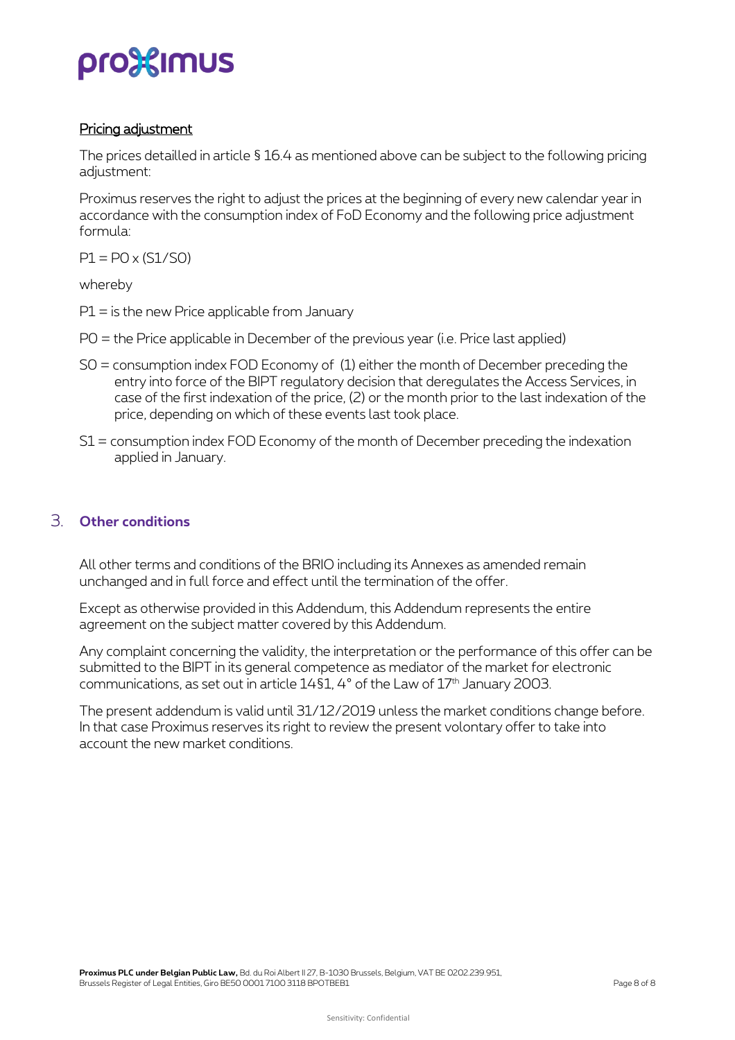Pricing adjustment

The prices detailled in article § 16.4 as mentioned above can be subject to the following pricing adjustment:

Proximus reserves the right to adjust the prices at the beginning of every new calendar year in accordance with the consumption index of FoD Economy and the following price adjustment formula:

$P1 = P0 \times (S1/S0)$

whereby

P1 = is the new Price applicable from January

P0 = the Price applicable in December of the previous year (i.e. Price last applied)

S0 = consumption index FOD Economy of (1) either the month of December preceding the entry into force of the BIPT regulatory decision that deregulates the Access Services, in case of the first indexation of the price, (2) or the month prior to the last indexation of the price, depending on which of these events last took place.

S1 = consumption index FOD Economy of the month of December preceding the indexation applied in January.

## 3. Other conditions

All other terms and conditions of the BRIO including its Annexes as amended remain unchanged and in full force and effect until the termination of the offer.

Except as otherwise provided in this Addendum, this Addendum represents the entire agreement on the subject matter covered by this Addendum.

Any complaint concerning the validity, the interpretation or the performance of this offer can be submitted to the BIPT in its general competence as mediator of the market for electronic communications, as set out in article 14§1, 4° of the Law of 17th January 2003.

The present addendum is valid until 31/12/2019 unless the market conditions change before. In that case Proximus reserves its right to review the present volontary offer to take into account the new market conditions.